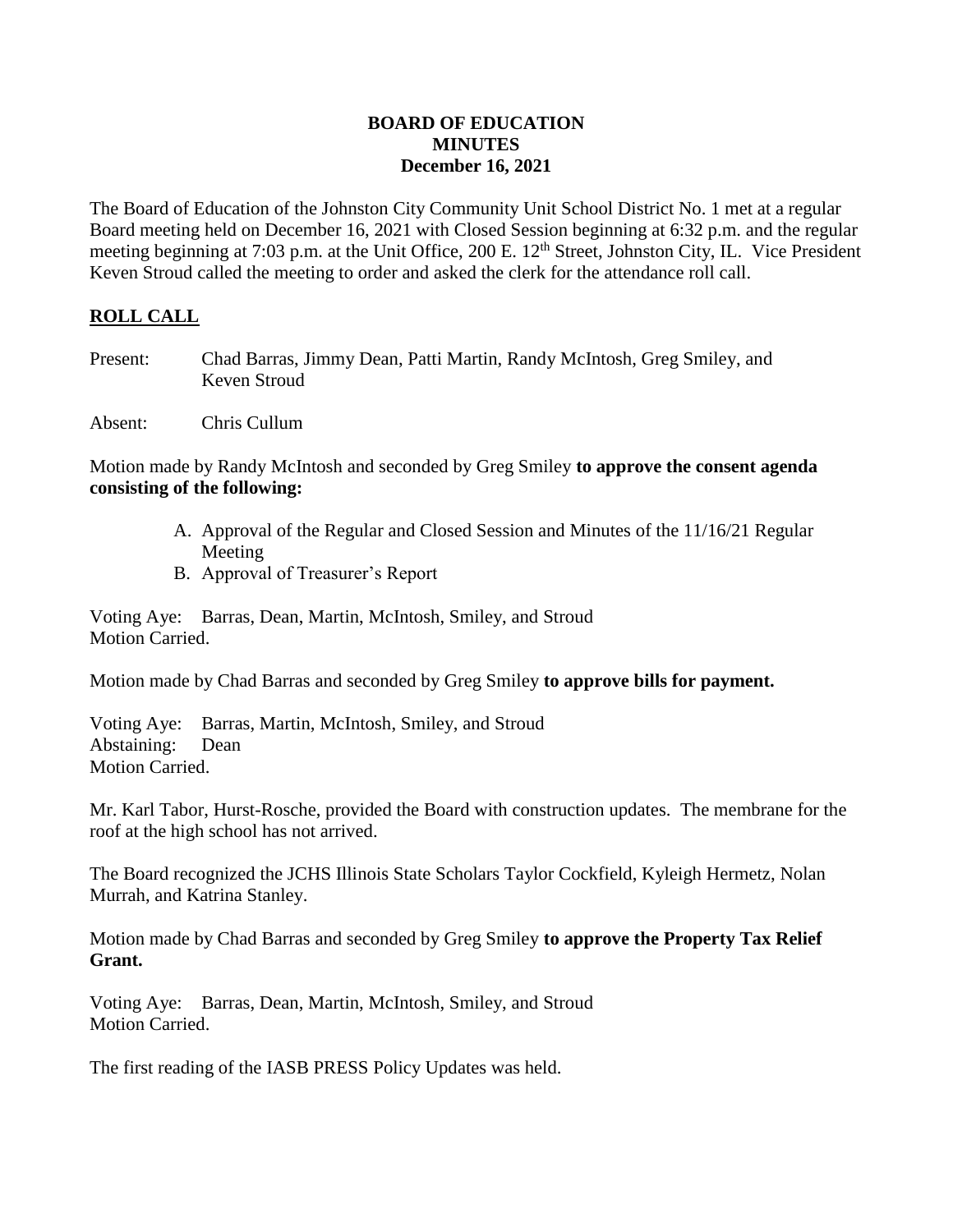# BOARD OF EDUCATION
# MINUTES
# December 16, 2021

The Board of Education of the Johnston City Community Unit School District No. 1 met at a regular Board meeting held on December 16, 2021 with Closed Session beginning at 6:32 p.m. and the regular meeting beginning at 7:03 p.m. at the Unit Office, 200 E. 12th Street, Johnston City, IL. Vice President Keven Stroud called the meeting to order and asked the clerk for the attendance roll call.

## ROLL CALL

Present: Chad Barras, Jimmy Dean, Patti Martin, Randy McIntosh, Greg Smiley, and Keven Stroud

Absent: Chris Cullum

Motion made by Randy McIntosh and seconded by Greg Smiley **to approve the consent agenda consisting of the following:**

A. Approval of the Regular and Closed Session and Minutes of the 11/16/21 Regular Meeting
B. Approval of Treasurer's Report

Voting Aye: Barras, Dean, Martin, McIntosh, Smiley, and Stroud
Motion Carried.

Motion made by Chad Barras and seconded by Greg Smiley **to approve bills for payment.**

Voting Aye: Barras, Martin, McIntosh, Smiley, and Stroud
Abstaining: Dean
Motion Carried.

Mr. Karl Tabor, Hurst-Rosche, provided the Board with construction updates. The membrane for the roof at the high school has not arrived.

The Board recognized the JCHS Illinois State Scholars Taylor Cockfield, Kyleigh Hermetz, Nolan Murrah, and Katrina Stanley.

Motion made by Chad Barras and seconded by Greg Smiley **to approve the Property Tax Relief Grant.**

Voting Aye: Barras, Dean, Martin, McIntosh, Smiley, and Stroud
Motion Carried.

The first reading of the IASB PRESS Policy Updates was held.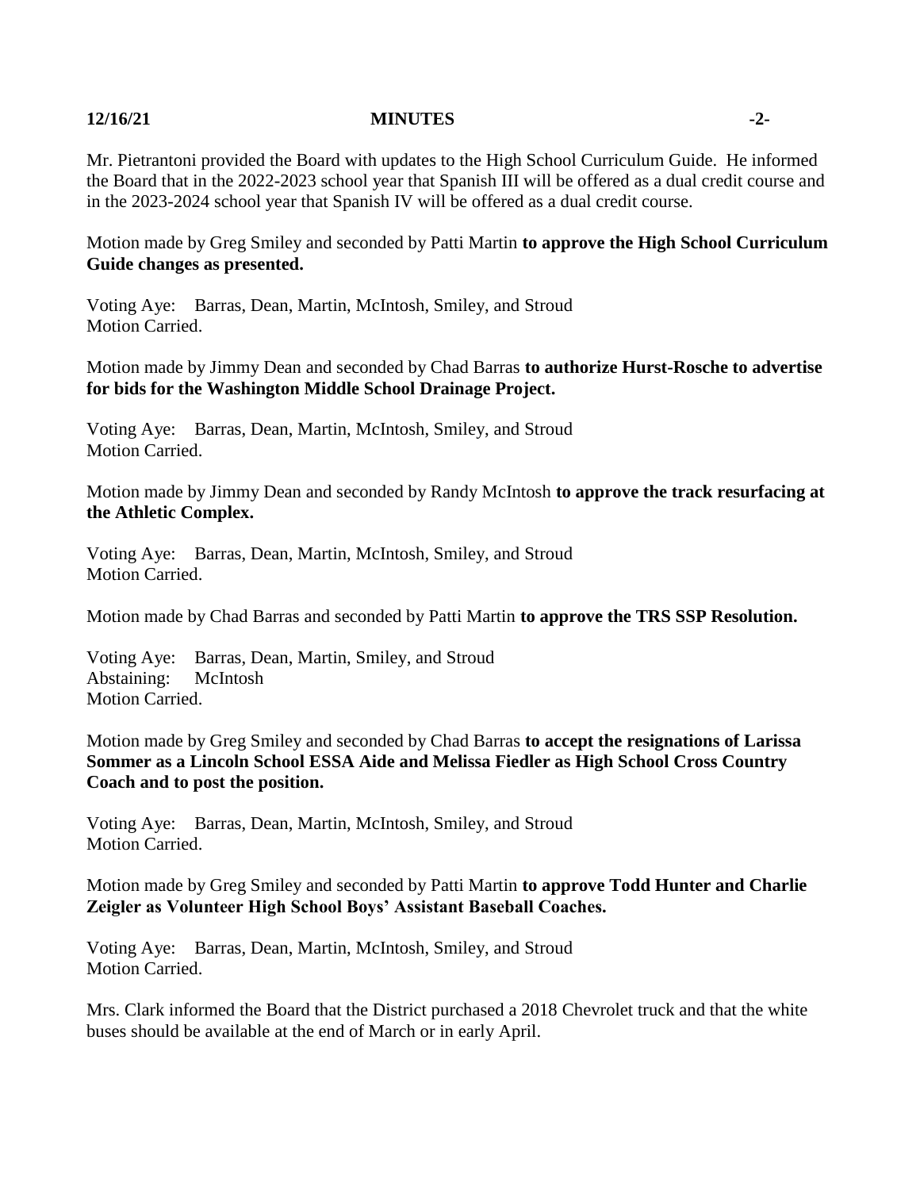Mr. Pietrantoni provided the Board with updates to the High School Curriculum Guide. He informed the Board that in the 2022-2023 school year that Spanish III will be offered as a dual credit course and in the 2023-2024 school year that Spanish IV will be offered as a dual credit course.

Motion made by Greg Smiley and seconded by Patti Martin **to approve the High School Curriculum Guide changes as presented.**

Voting Aye: Barras, Dean, Martin, McIntosh, Smiley, and Stroud
Motion Carried.

Motion made by Jimmy Dean and seconded by Chad Barras **to authorize Hurst-Rosche to advertise for bids for the Washington Middle School Drainage Project.**

Voting Aye: Barras, Dean, Martin, McIntosh, Smiley, and Stroud
Motion Carried.

Motion made by Jimmy Dean and seconded by Randy McIntosh **to approve the track resurfacing at the Athletic Complex.**

Voting Aye: Barras, Dean, Martin, McIntosh, Smiley, and Stroud
Motion Carried.

Motion made by Chad Barras and seconded by Patti Martin **to approve the TRS SSP Resolution.**

Voting Aye: Barras, Dean, Martin, Smiley, and Stroud
Abstaining: McIntosh
Motion Carried.

Motion made by Greg Smiley and seconded by Chad Barras **to accept the resignations of Larissa Sommer as a Lincoln School ESSA Aide and Melissa Fiedler as High School Cross Country Coach and to post the position.**

Voting Aye: Barras, Dean, Martin, McIntosh, Smiley, and Stroud
Motion Carried.

Motion made by Greg Smiley and seconded by Patti Martin **to approve Todd Hunter and Charlie Zeigler as Volunteer High School Boys' Assistant Baseball Coaches.**

Voting Aye: Barras, Dean, Martin, McIntosh, Smiley, and Stroud
Motion Carried.

Mrs. Clark informed the Board that the District purchased a 2018 Chevrolet truck and that the white buses should be available at the end of March or in early April.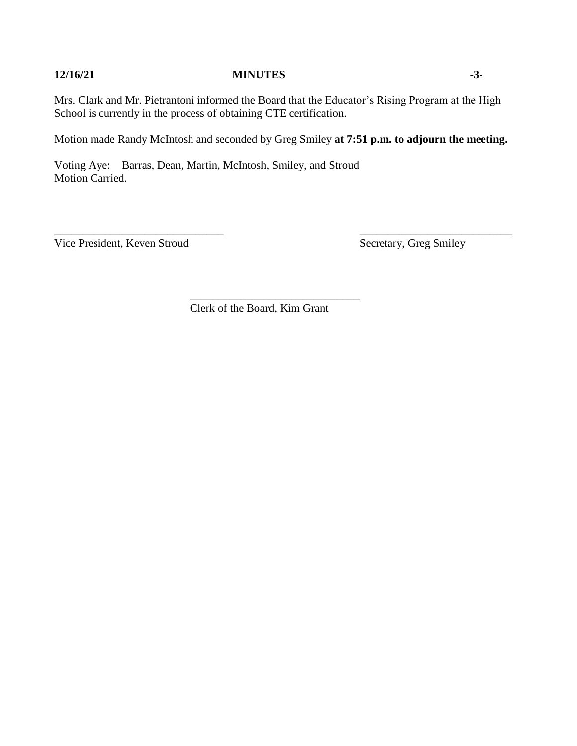Mrs. Clark and Mr. Pietrantoni informed the Board that the Educator's Rising Program at the High School is currently in the process of obtaining CTE certification.

Motion made Randy McIntosh and seconded by Greg Smiley **at 7:51 p.m. to adjourn the meeting.**

Voting Aye: Barras, Dean, Martin, McIntosh, Smiley, and Stroud
Motion Carried.

______________________________
Vice President, Keven Stroud

______________________________
Secretary, Greg Smiley

______________________________
Clerk of the Board, Kim Grant